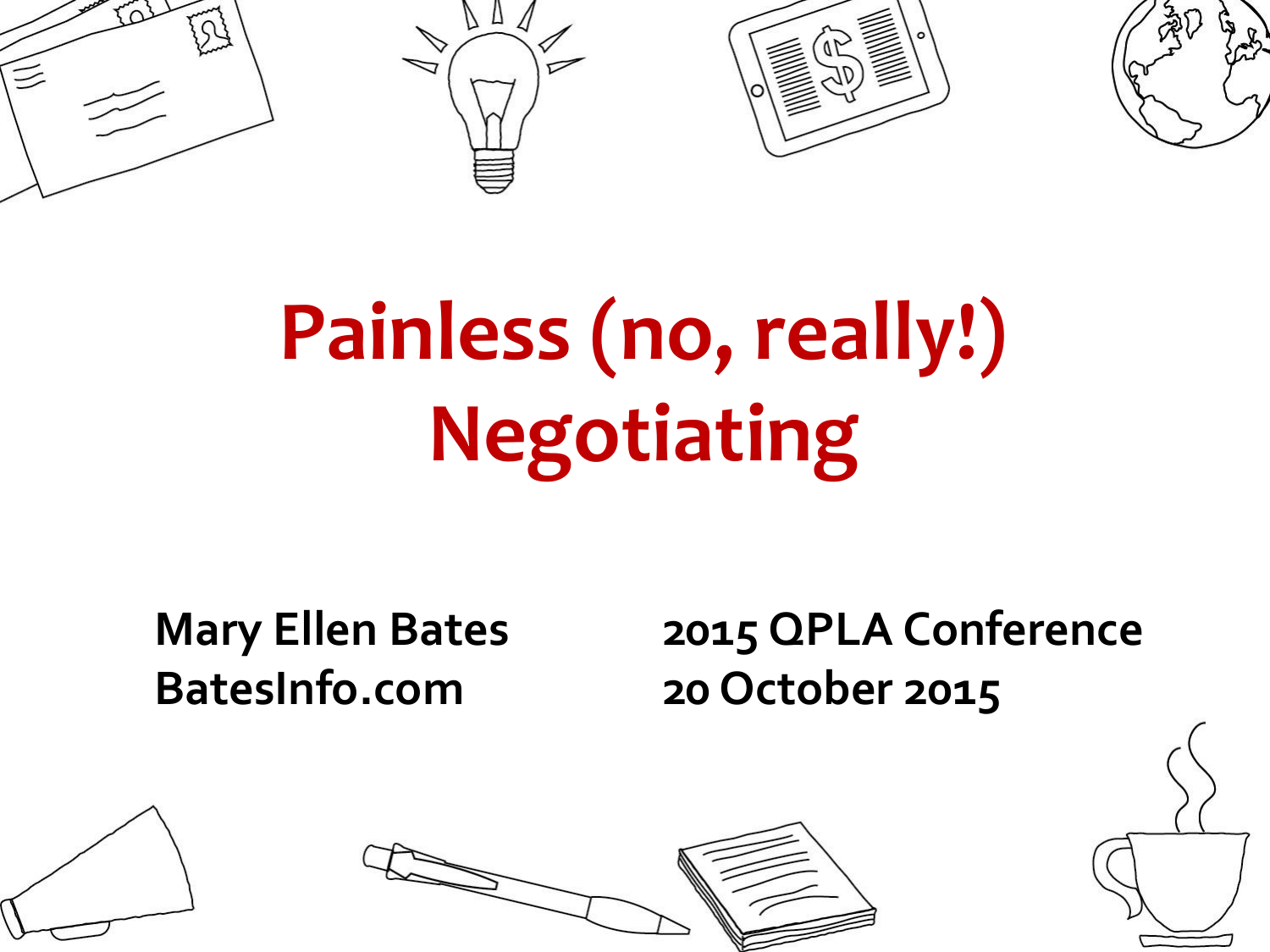# Painless (no, really!) Negotiating

**Mary Ellen Bates**
**BatesInfo.com**

**2015 QPLA Conference**
**20 October 2015**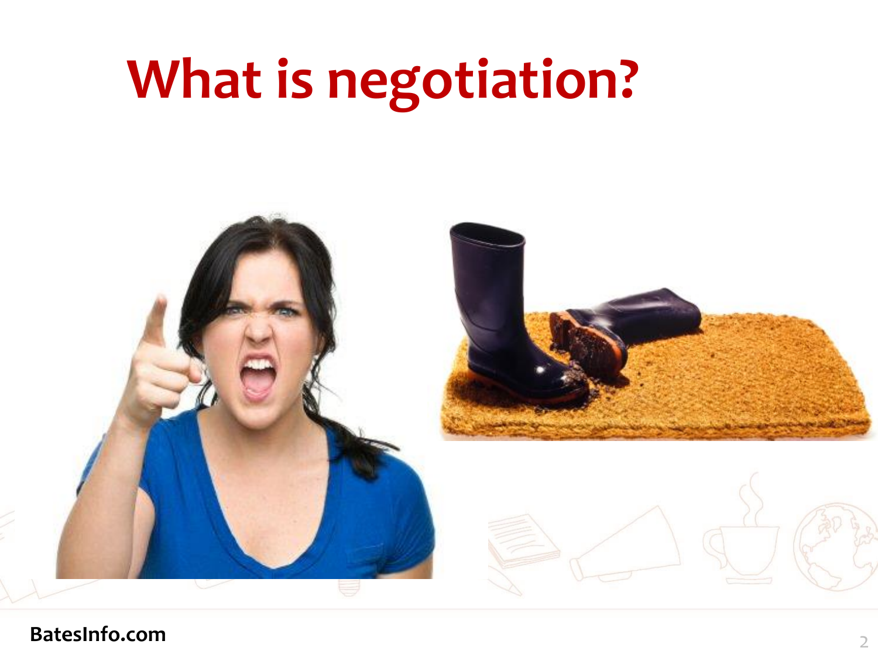# What is negotiation?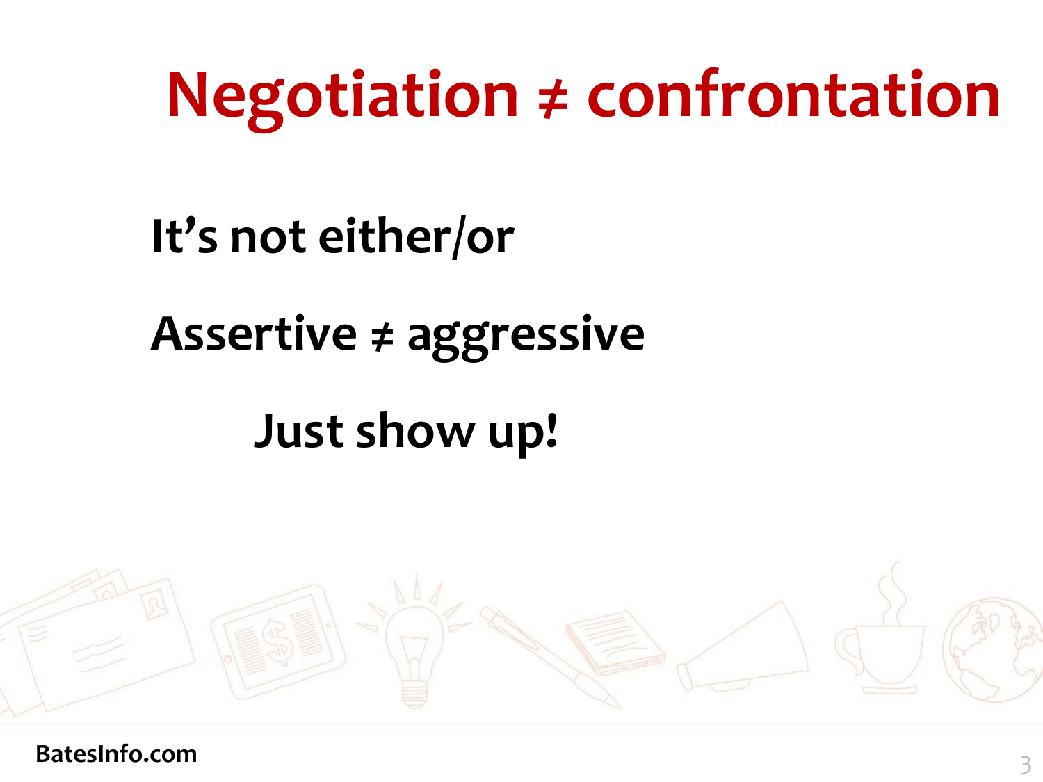# Negotiation ≠ confrontation

**It's not either/or**

**Assertive ≠ aggressive**

**Just show up!**

**BatesInfo.com**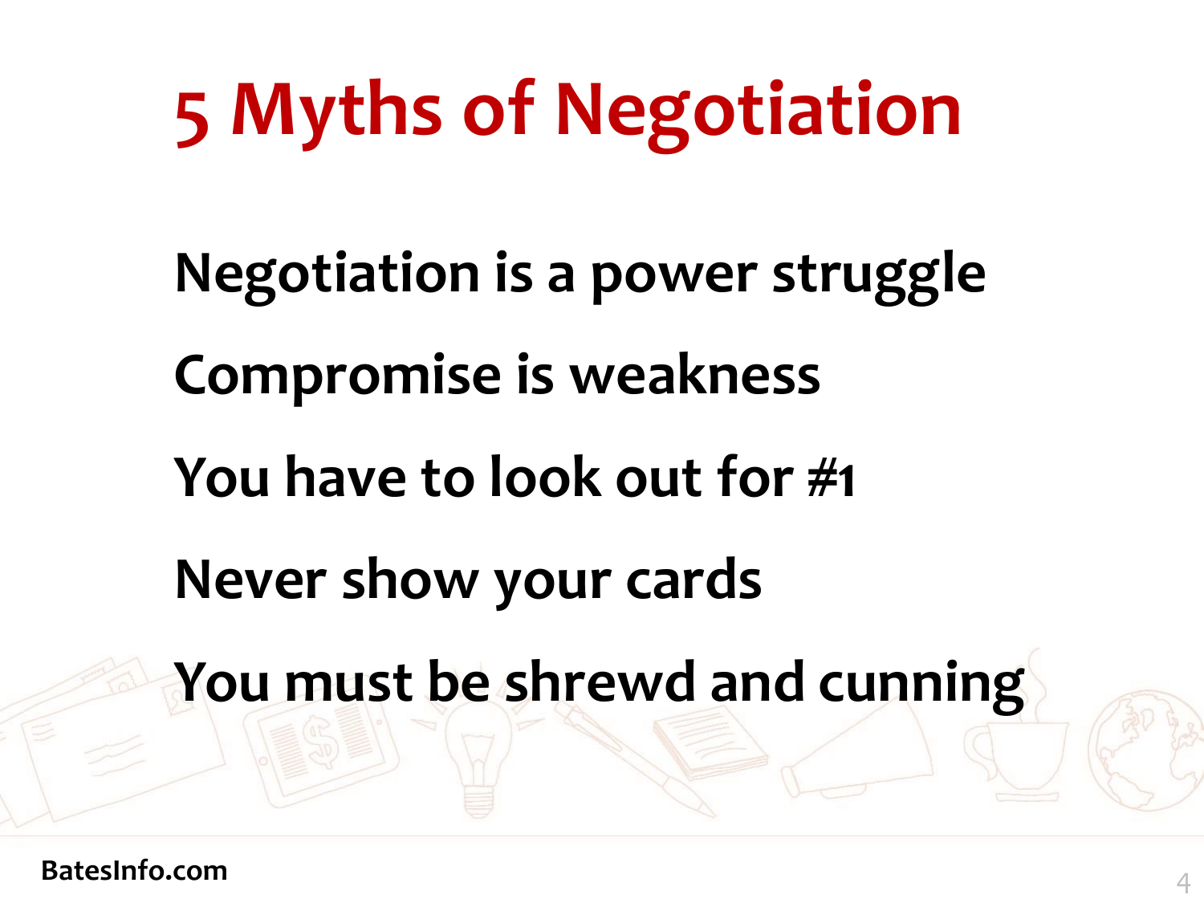# 5 Myths of Negotiation

**Negotiation is a power struggle**

**Compromise is weakness**

**You have to look out for #1**

**Never show your cards**

**You must be shrewd and cunning**

**BatesInfo.com**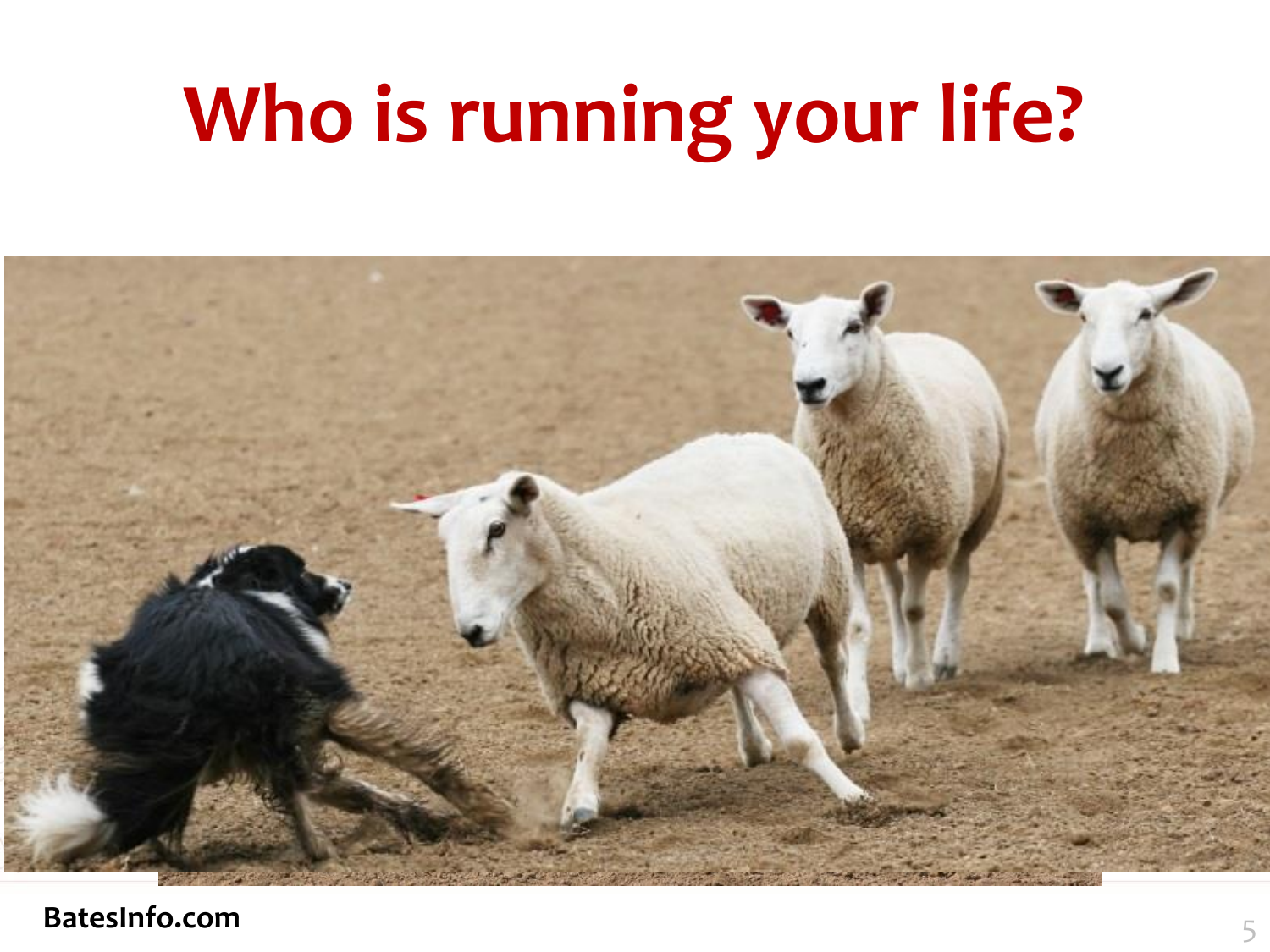# Who is running your life?

BatesInfo.com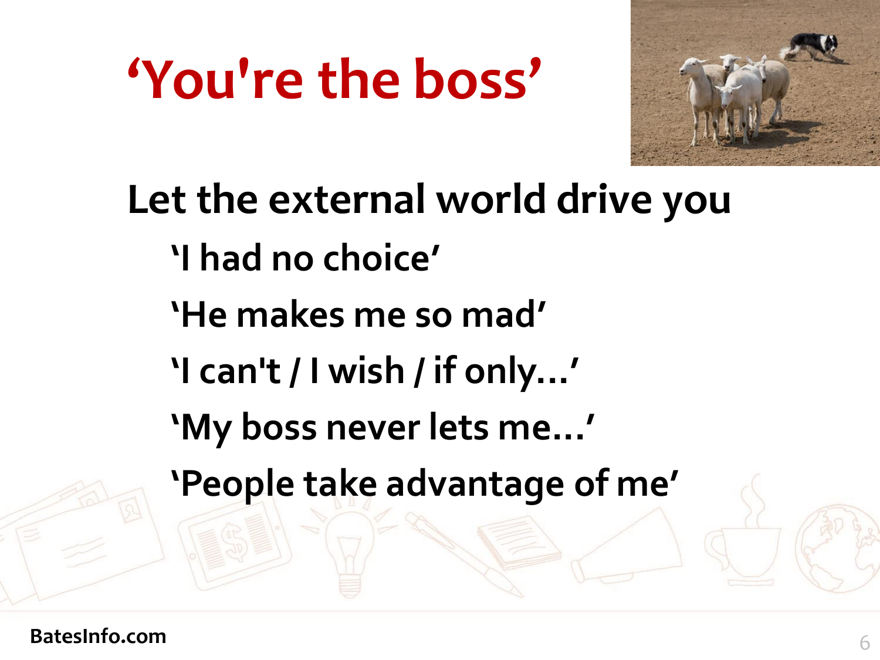# 'You're the boss'

**Let the external world drive you**

- 'I had no choice'
- 'He makes me so mad'
- 'I can't / I wish / if only…'
- 'My boss never lets me…'
- 'People take advantage of me'

BatesInfo.com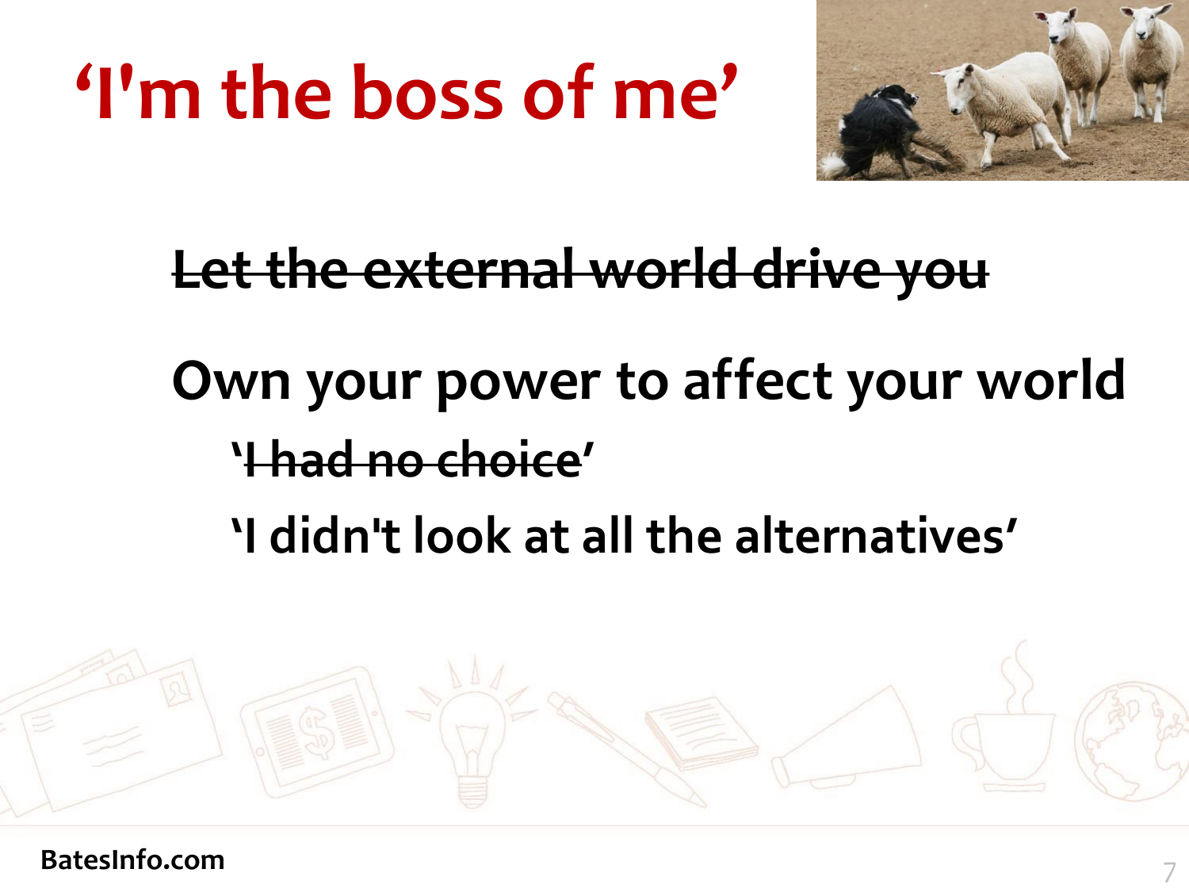# 'I'm the boss of me'

~~Let the external world drive you~~

**Own your power to affect your world**

- '~~I had no choice~~'
- 'I didn't look at all the alternatives'

BatesInfo.com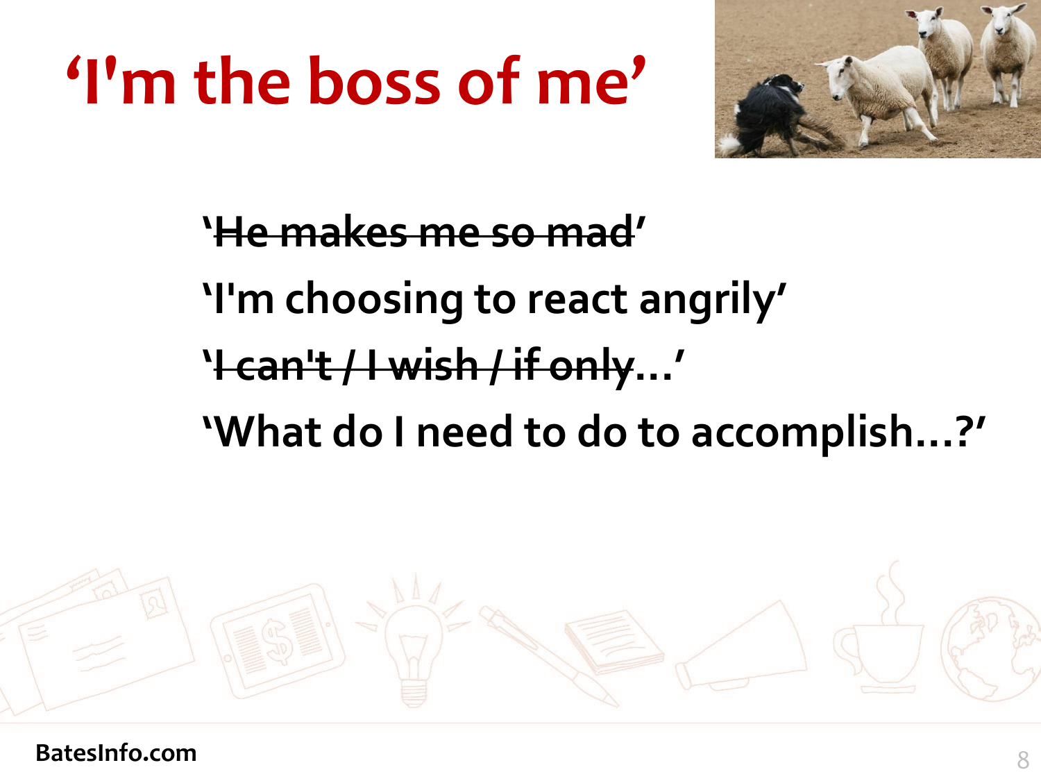# 'I'm the boss of me'

'~~He makes me so mad~~'

'I'm choosing to react angrily'

'~~I can't / I wish / if only~~…'

'What do I need to do to accomplish…?'

BatesInfo.com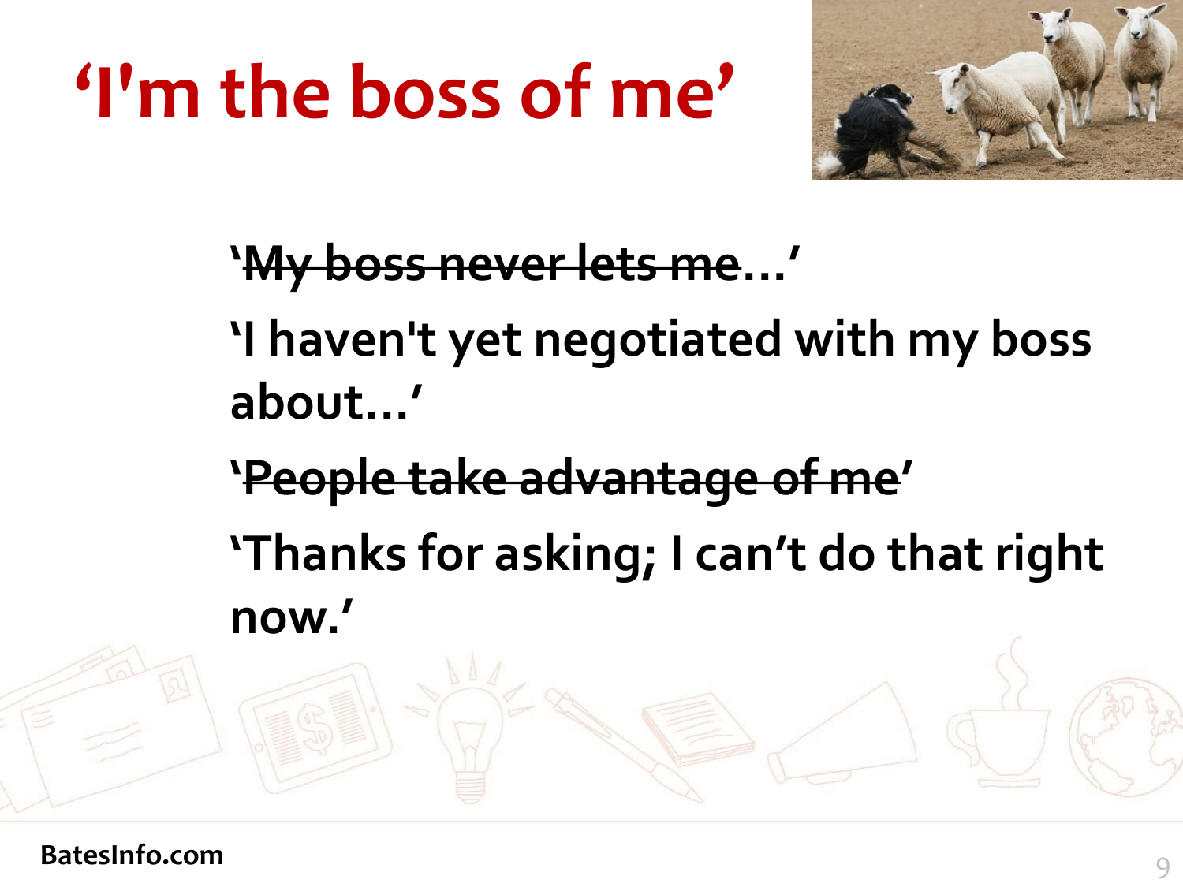# ‘I'm the boss of me’

‘~~My boss never lets me~~…’

‘I haven't yet negotiated with my boss about…’

‘~~People take advantage of me~~’

‘Thanks for asking; I can’t do that right now.’

BatesInfo.com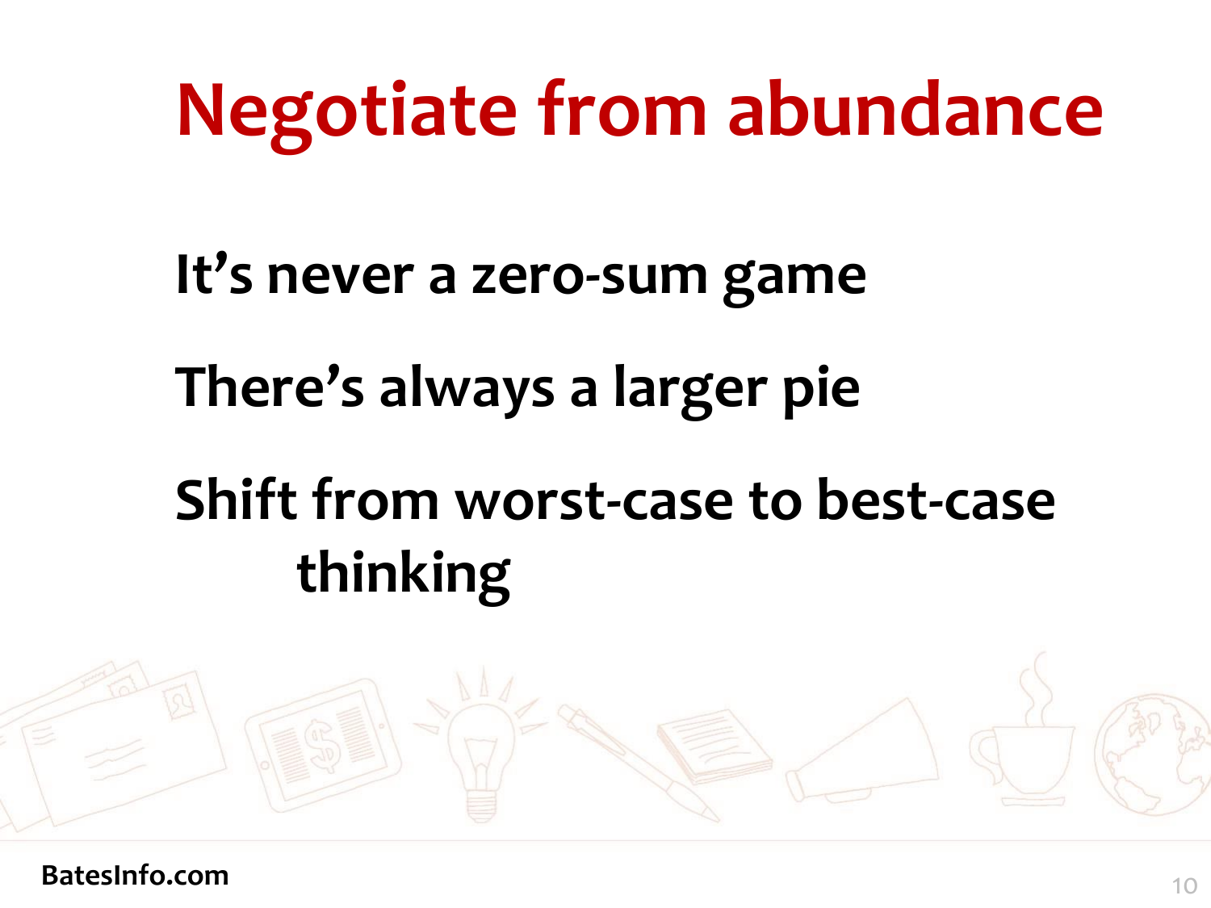# Negotiate from abundance

It's never a zero-sum game

There's always a larger pie

Shift from worst-case to best-case thinking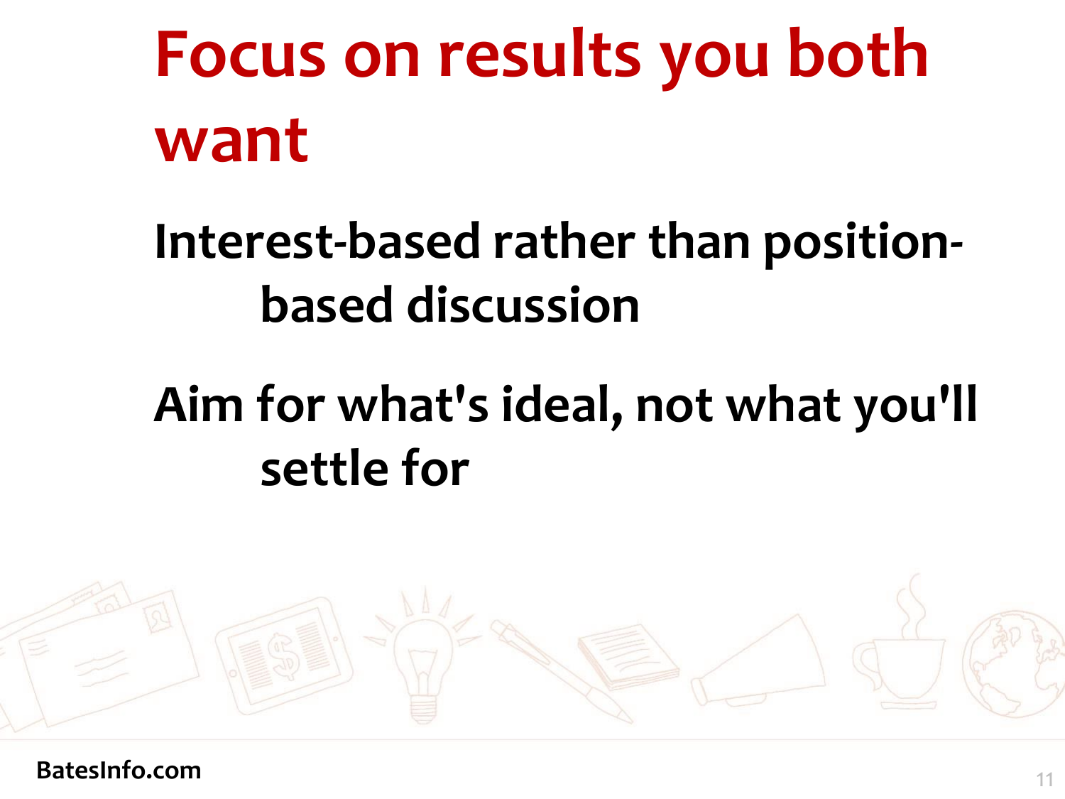# Focus on results you both want

Interest-based rather than position-based discussion

Aim for what's ideal, not what you'll settle for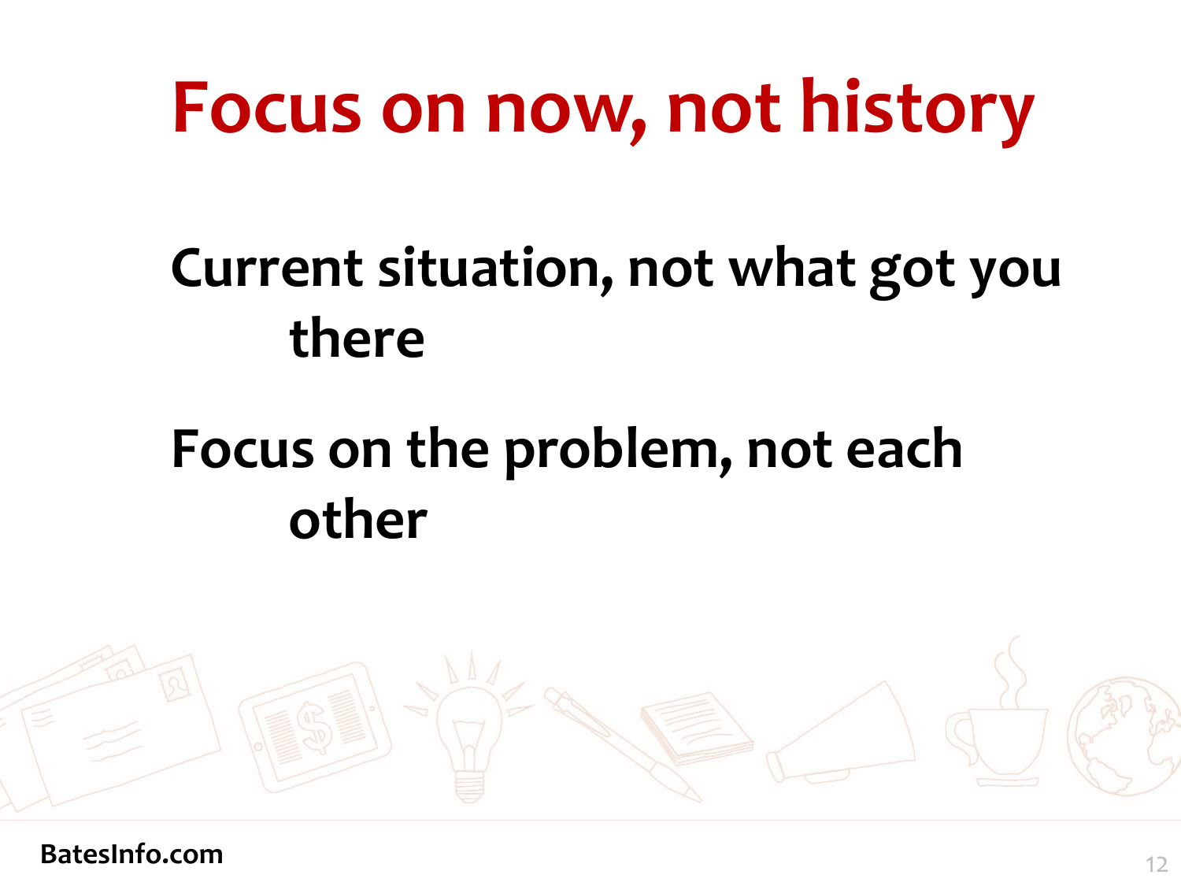# Focus on now, not history

Current situation, not what got you there

Focus on the problem, not each other

BatesInfo.com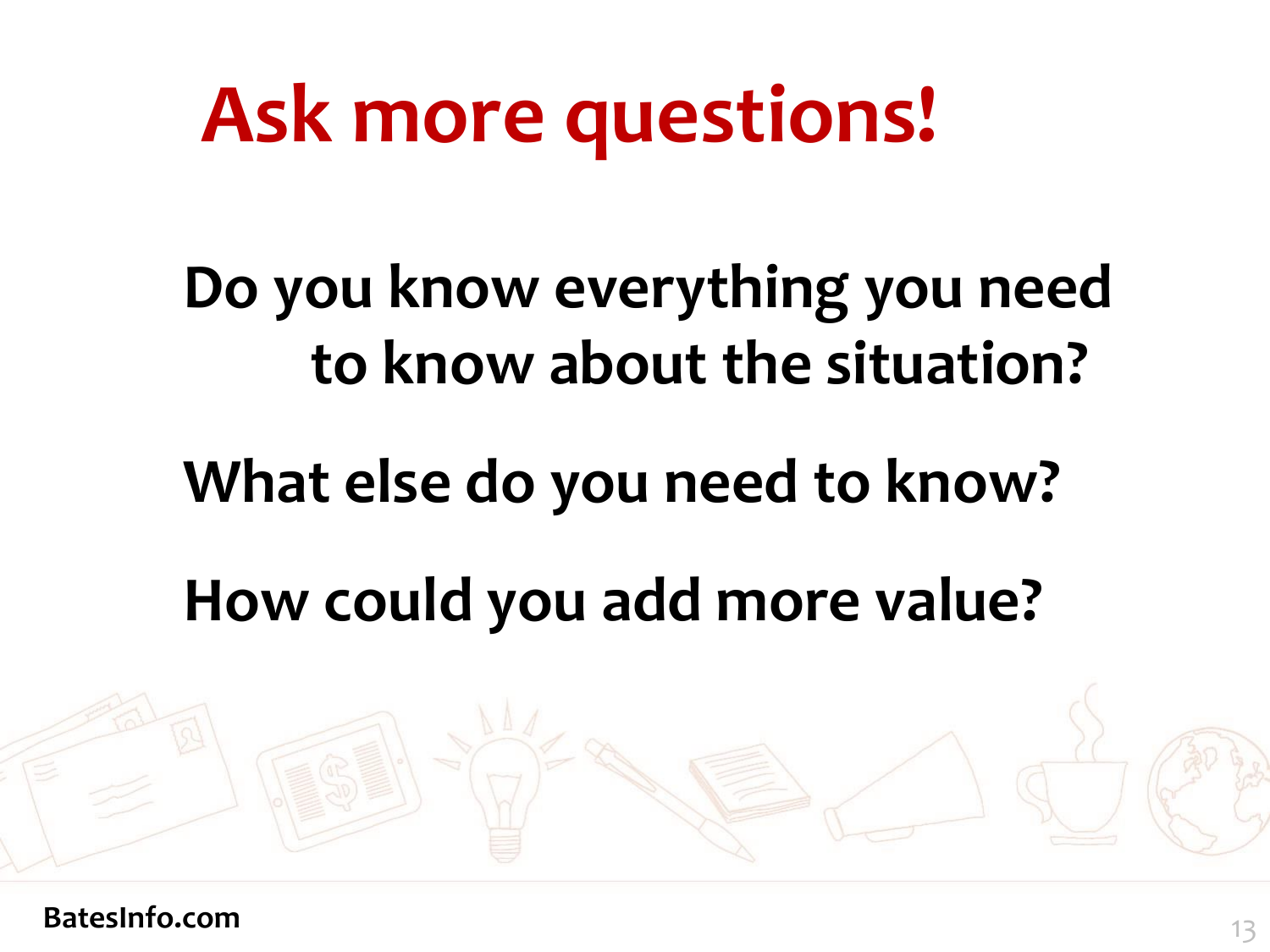# Ask more questions!

**Do you know everything you need to know about the situation?**

**What else do you need to know?**

**How could you add more value?**

**BatesInfo.com**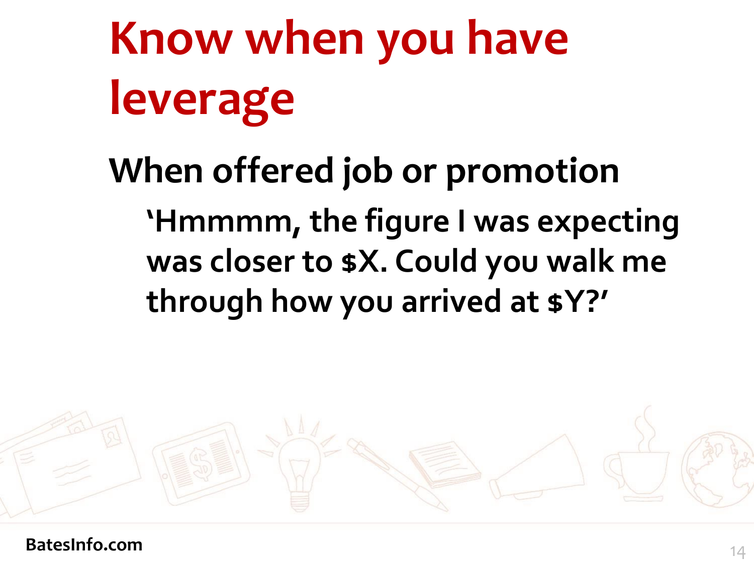# Know when you have leverage

## When offered job or promotion

'Hmmmm, the figure I was expecting was closer to $X. Could you walk me through how you arrived at $Y?'

BatesInfo.com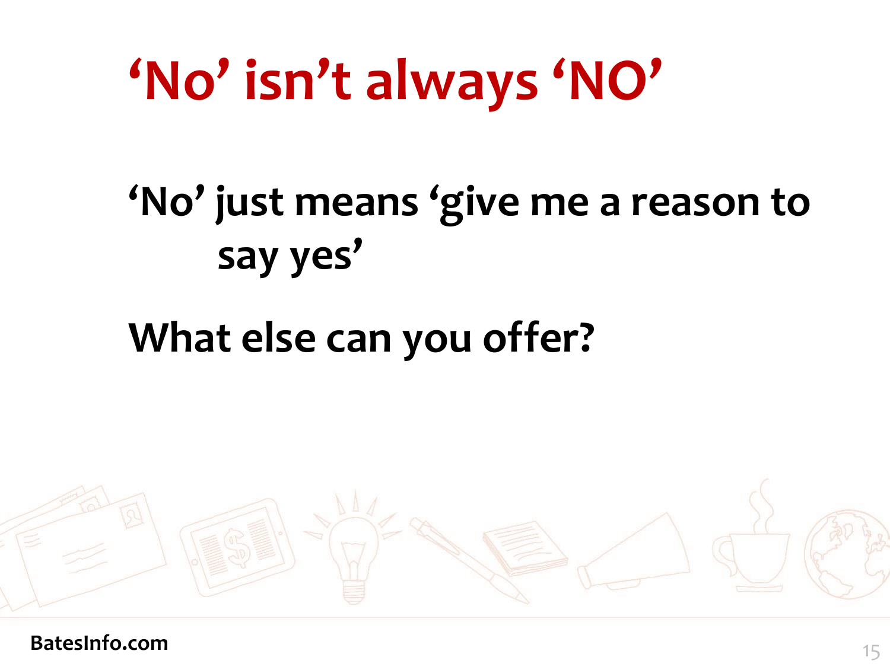# 'No' isn't always 'NO'

'No' just means 'give me a reason to say yes'

What else can you offer?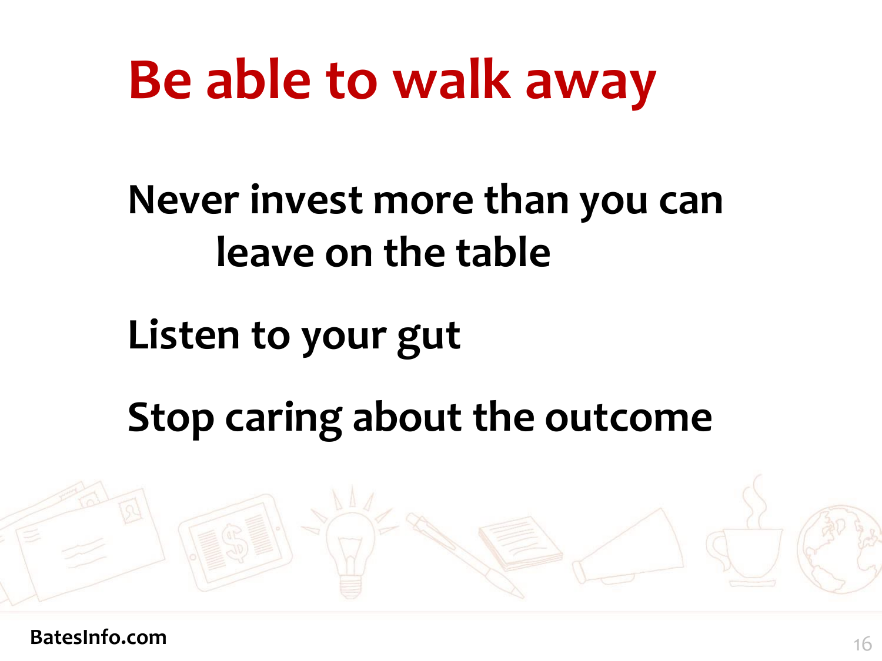# Be able to walk away

Never invest more than you can leave on the table

Listen to your gut

Stop caring about the outcome

BatesInfo.com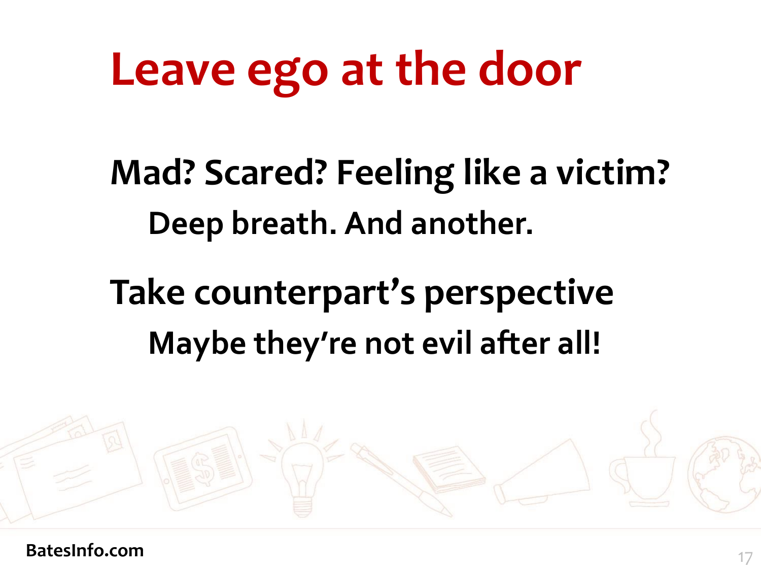# Leave ego at the door

- **Mad? Scared? Feeling like a victim?**
  - **Deep breath. And another.**
- **Take counterpart's perspective**
  - **Maybe they're not evil after all!**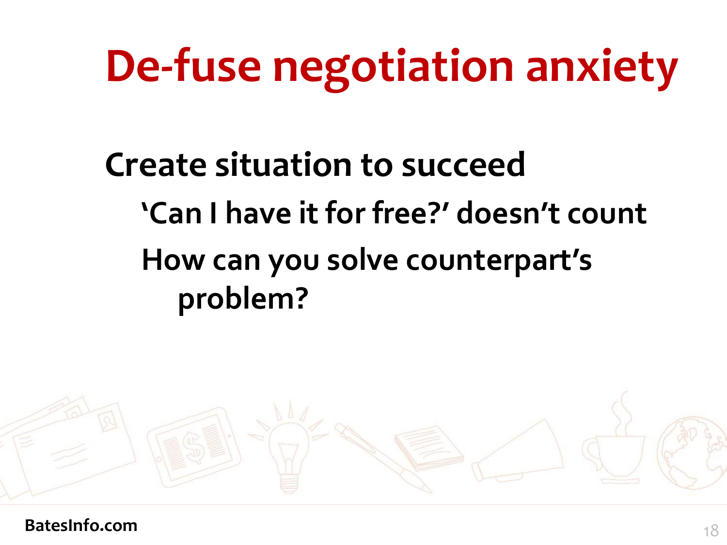# De-fuse negotiation anxiety

- **Create situation to succeed**
  - **'Can I have it for free?' doesn't count**
  - **How can you solve counterpart's problem?**

BatesInfo.com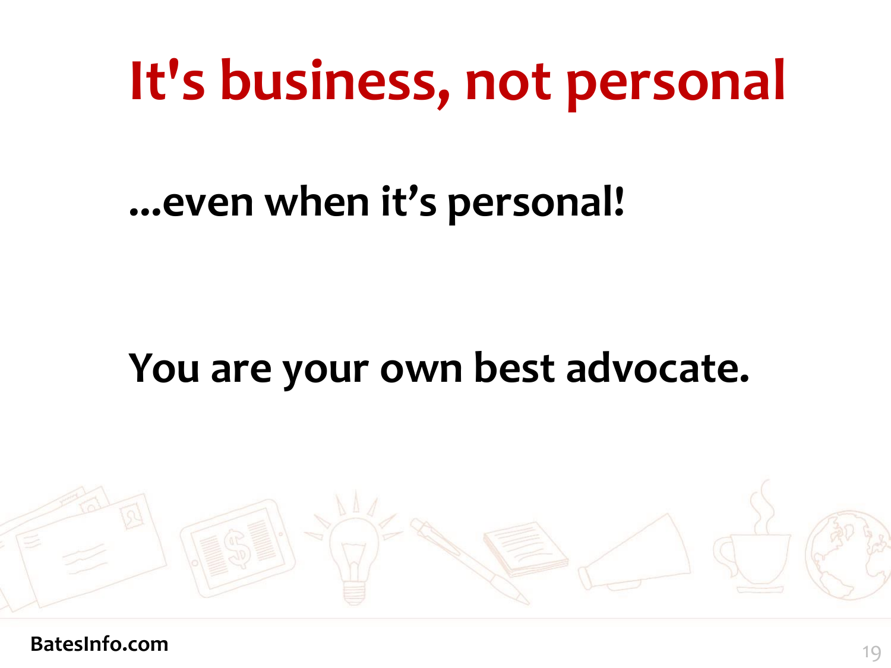# It's business, not personal

**...even when it's personal!**

**You are your own best advocate.**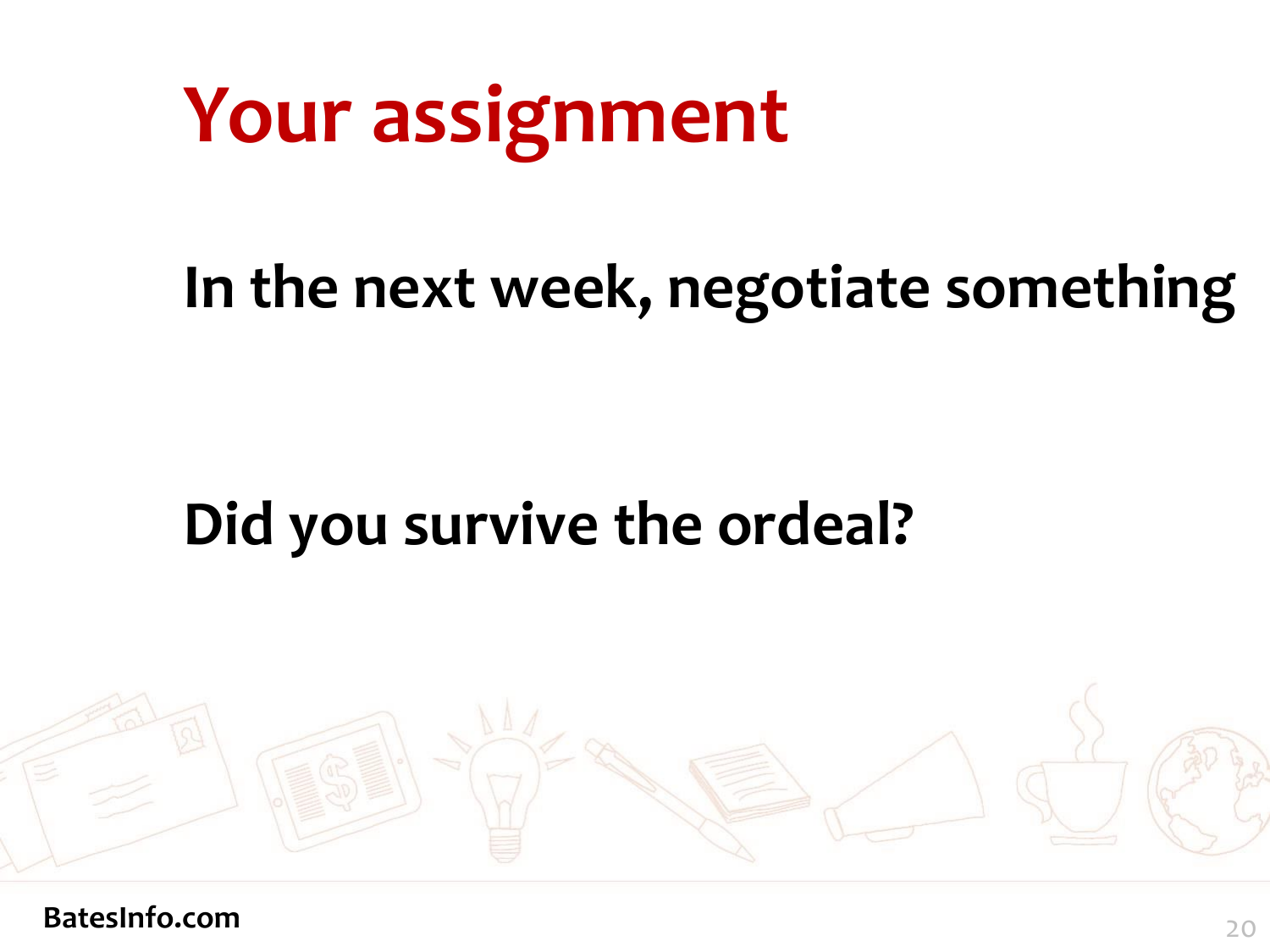# Your assignment

**In the next week, negotiate something**

**Did you survive the ordeal?**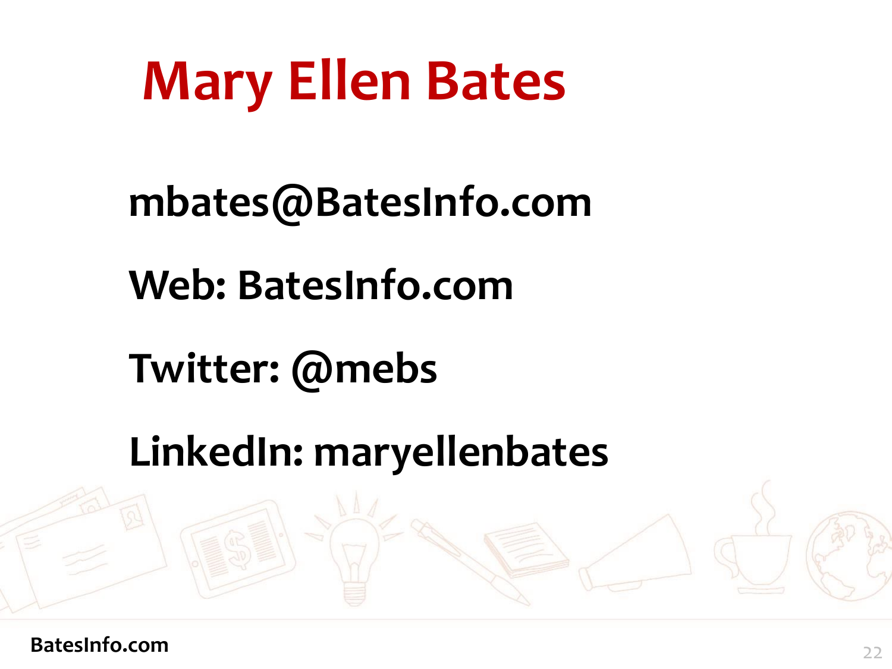# Mary Ellen Bates

**mbates@BatesInfo.com**

**Web: BatesInfo.com**

**Twitter: @mebs**

**LinkedIn: maryellenbates**